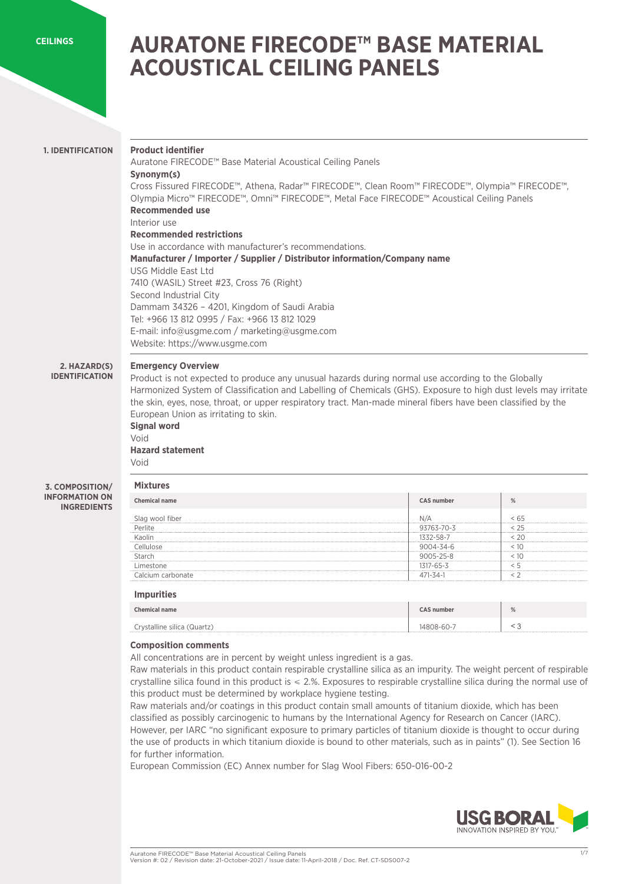CEILINGS

# AURATONE FIRECODE™ BASE MATERIAL ACOUSTICAL CEILING PANELS

## 1. IDENTIFICATION

**Product identifier**

Auratone FIRECODE™ Base Material Acoustical Ceiling Panels

**Synonym(s)**

Cross Fissured FIRECODE™, Athena, Radar™ FIRECODE™, Clean Room™ FIRECODE™, Olympia™ FIRECODE™, Olympia Micro™ FIRECODE™, Omni™ FIRECODE™, Metal Face FIRECODE™ Acoustical Ceiling Panels

**Recommended use**

Interior use

**Recommended restrictions**

Use in accordance with manufacturer's recommendations.

**Manufacturer / Importer / Supplier / Distributor information/Company name**

USG Middle East Ltd
7410 (WASIL) Street #23, Cross 76 (Right)
Second Industrial City
Dammam 34326 – 4201, Kingdom of Saudi Arabia
Tel: +966 13 812 0995 / Fax: +966 13 812 1029
E-mail: info@usgme.com / marketing@usgme.com
Website: https://www.usgme.com

## 2. HAZARD(S) IDENTIFICATION

**Emergency Overview**

Product is not expected to produce any unusual hazards during normal use according to the Globally Harmonized System of Classification and Labelling of Chemicals (GHS). Exposure to high dust levels may irritate the skin, eyes, nose, throat, or upper respiratory tract. Man-made mineral fibers have been classified by the European Union as irritating to skin.

**Signal word**

Void

**Hazard statement**

Void

## 3. COMPOSITION/ INFORMATION ON INGREDIENTS

**Mixtures**

| Chemical name | CAS number | % |
|---|---|---|
| Slag wool fiber | N/A | < 65 |
| Perlite | 93763-70-3 | < 25 |
| Kaolin | 1332-58-7 | < 20 |
| Cellulose | 9004-34-6 | < 10 |
| Starch | 9005-25-8 | < 10 |
| Limestone | 1317-65-3 | < 5 |
| Calcium carbonate | 471-34-1 | < 2 |

**Impurities**

| Chemical name | CAS number | % |
|---|---|---|
| Crystalline silica (Quartz) | 14808-60-7 | < 3 |

**Composition comments**

All concentrations are in percent by weight unless ingredient is a gas.

Raw materials in this product contain respirable crystalline silica as an impurity. The weight percent of respirable crystalline silica found in this product is ≤ 2.%. Exposures to respirable crystalline silica during the normal use of this product must be determined by workplace hygiene testing.

Raw materials and/or coatings in this product contain small amounts of titanium dioxide, which has been classified as possibly carcinogenic to humans by the International Agency for Research on Cancer (IARC). However, per IARC "no significant exposure to primary particles of titanium dioxide is thought to occur during the use of products in which titanium dioxide is bound to other materials, such as in paints" (1). See Section 16 for further information.

European Commission (EC) Annex number for Slag Wool Fibers: 650-016-00-2

Auratone FIRECODE™ Base Material Acoustical Ceiling Panels
Version #: 02 / Revision date: 21-October-2021 / Issue date: 11-April-2018 / Doc. Ref. CT-SDS007-2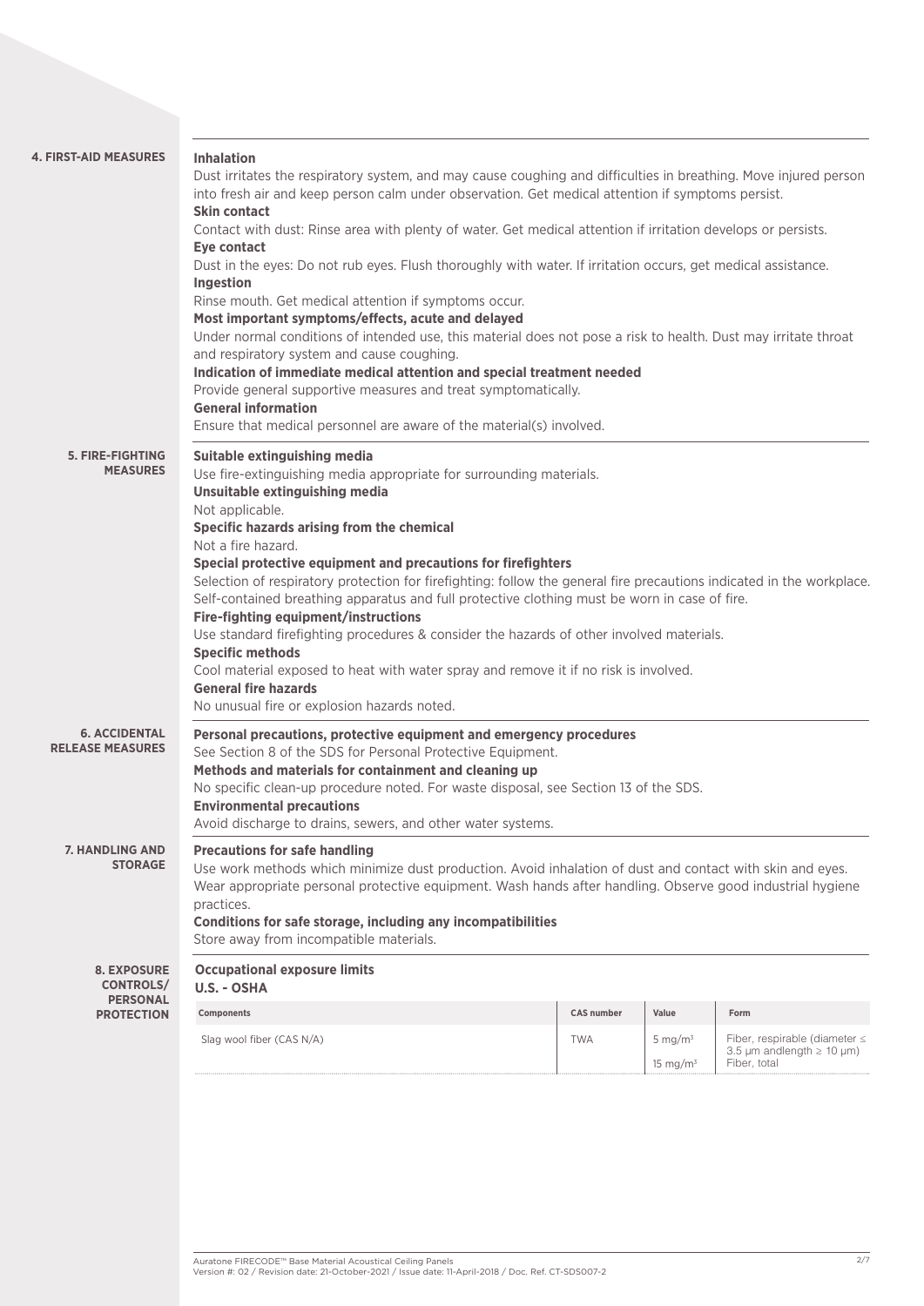## 4. FIRST-AID MEASURES

**Inhalation**

Dust irritates the respiratory system, and may cause coughing and difficulties in breathing. Move injured person into fresh air and keep person calm under observation. Get medical attention if symptoms persist.

**Skin contact**

Contact with dust: Rinse area with plenty of water. Get medical attention if irritation develops or persists.

**Eye contact**

Dust in the eyes: Do not rub eyes. Flush thoroughly with water. If irritation occurs, get medical assistance.

**Ingestion**

Rinse mouth. Get medical attention if symptoms occur.

**Most important symptoms/effects, acute and delayed**

Under normal conditions of intended use, this material does not pose a risk to health. Dust may irritate throat and respiratory system and cause coughing.

**Indication of immediate medical attention and special treatment needed**

Provide general supportive measures and treat symptomatically.

**General information**

Ensure that medical personnel are aware of the material(s) involved.

## 5. FIRE-FIGHTING MEASURES

**Suitable extinguishing media**

Use fire-extinguishing media appropriate for surrounding materials.

**Unsuitable extinguishing media**

Not applicable.

**Specific hazards arising from the chemical**

Not a fire hazard.

**Special protective equipment and precautions for firefighters**

Selection of respiratory protection for firefighting: follow the general fire precautions indicated in the workplace. Self-contained breathing apparatus and full protective clothing must be worn in case of fire.

**Fire-fighting equipment/instructions**

Use standard firefighting procedures & consider the hazards of other involved materials.

**Specific methods**

Cool material exposed to heat with water spray and remove it if no risk is involved.

**General fire hazards**

No unusual fire or explosion hazards noted.

## 6. ACCIDENTAL RELEASE MEASURES

**Personal precautions, protective equipment and emergency procedures**

See Section 8 of the SDS for Personal Protective Equipment.

**Methods and materials for containment and cleaning up**

No specific clean-up procedure noted. For waste disposal, see Section 13 of the SDS.

**Environmental precautions**

Avoid discharge to drains, sewers, and other water systems.

## 7. HANDLING AND STORAGE

**Precautions for safe handling**

Use work methods which minimize dust production. Avoid inhalation of dust and contact with skin and eyes. Wear appropriate personal protective equipment. Wash hands after handling. Observe good industrial hygiene practices.

**Conditions for safe storage, including any incompatibilities**

Store away from incompatible materials.

## 8. EXPOSURE CONTROLS/ PERSONAL PROTECTION

**Occupational exposure limits**

**U.S. - OSHA**

| Components | CAS number | Value | Form |
|---|---|---|---|
| Slag wool fiber (CAS N/A) | TWA | 5 mg/m³ | Fiber, respirable (diameter ≤ 3.5 µm andlength ≥ 10 µm) |
| | | 15 mg/m³ | Fiber, total |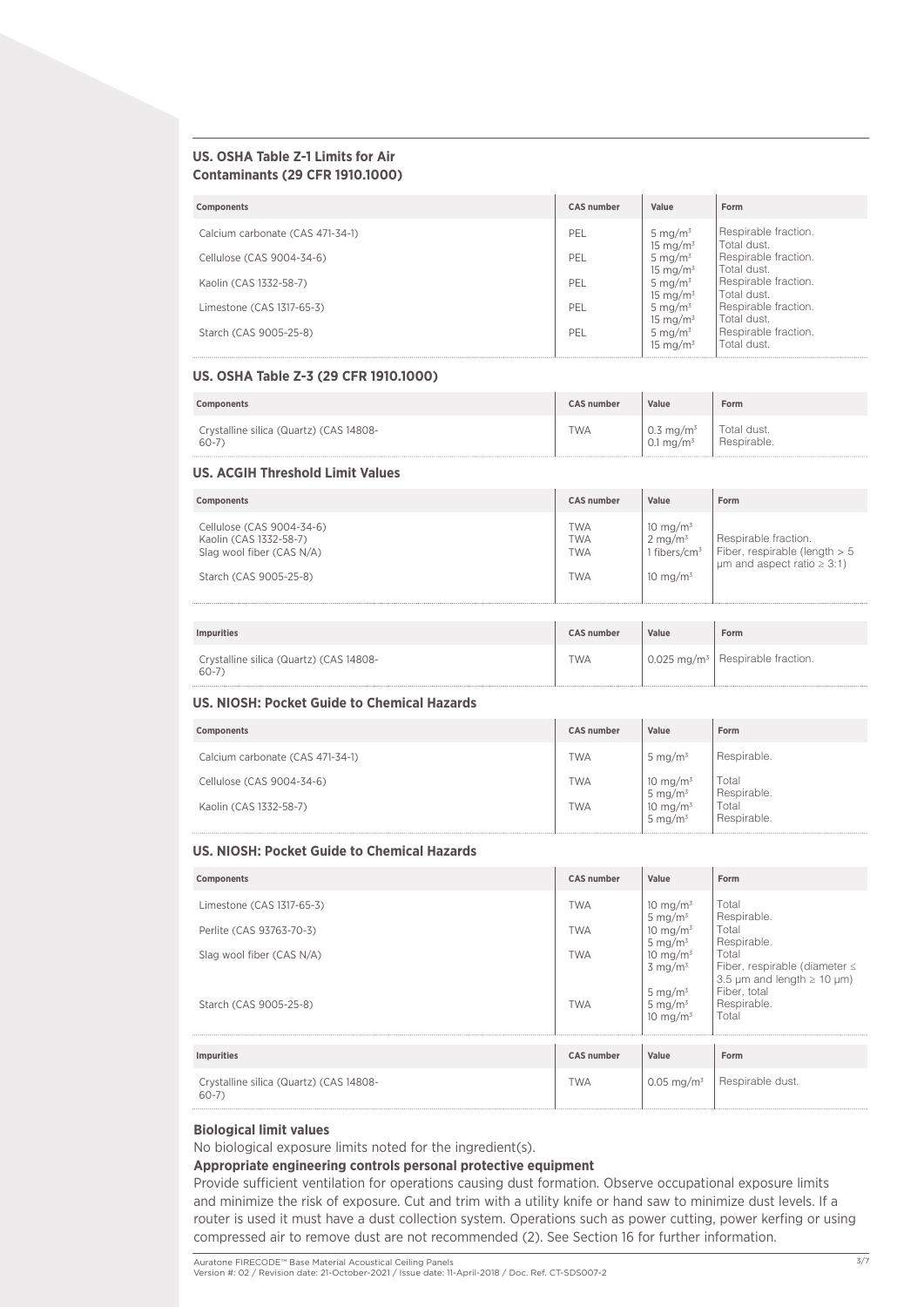### US. OSHA Table Z-1 Limits for Air Contaminants (29 CFR 1910.1000)

| Components | CAS number | Value | Form |
|---|---|---|---|
| Calcium carbonate (CAS 471-34-1) | PEL | 5 mg/m³<br>15 mg/m³ | Respirable fraction.<br>Total dust. |
| Cellulose (CAS 9004-34-6) | PEL | 5 mg/m³<br>15 mg/m³ | Respirable fraction.<br>Total dust. |
| Kaolin (CAS 1332-58-7) | PEL | 5 mg/m³<br>15 mg/m³ | Respirable fraction.<br>Total dust. |
| Limestone (CAS 1317-65-3) | PEL | 5 mg/m³<br>15 mg/m³ | Respirable fraction.<br>Total dust. |
| Starch (CAS 9005-25-8) | PEL | 5 mg/m³<br>15 mg/m³ | Respirable fraction.<br>Total dust. |

### US. OSHA Table Z-3 (29 CFR 1910.1000)

| Components | CAS number | Value | Form |
|---|---|---|---|
| Crystalline silica (Quartz) (CAS 14808-60-7) | TWA | 0.3 mg/m³<br>0.1 mg/m³ | Total dust.<br>Respirable. |

### US. ACGIH Threshold Limit Values

| Components | CAS number | Value | Form |
|---|---|---|---|
| Cellulose (CAS 9004-34-6) | TWA | 10 mg/m³ | |
| Kaolin (CAS 1332-58-7) | TWA | 2 mg/m³ | Respirable fraction. |
| Slag wool fiber (CAS N/A) | TWA | 1 fibers/cm³ | Fiber, respirable (length > 5 µm and aspect ratio ≥ 3:1) |
| Starch (CAS 9005-25-8) | TWA | 10 mg/m³ | |

| Impurities | CAS number | Value | Form |
|---|---|---|---|
| Crystalline silica (Quartz) (CAS 14808-60-7) | TWA | 0.025 mg/m³ | Respirable fraction. |

### US. NIOSH: Pocket Guide to Chemical Hazards

| Components | CAS number | Value | Form |
|---|---|---|---|
| Calcium carbonate (CAS 471-34-1) | TWA | 5 mg/m³ | Respirable. |
| Cellulose (CAS 9004-34-6) | TWA | 10 mg/m³<br>5 mg/m³ | Total<br>Respirable. |
| Kaolin (CAS 1332-58-7) | TWA | 10 mg/m³<br>5 mg/m³ | Total<br>Respirable. |

### US. NIOSH: Pocket Guide to Chemical Hazards

| Components | CAS number | Value | Form |
|---|---|---|---|
| Limestone (CAS 1317-65-3) | TWA | 10 mg/m³<br>5 mg/m³ | Total<br>Respirable. |
| Perlite (CAS 93763-70-3) | TWA | 10 mg/m³<br>5 mg/m³ | Total<br>Respirable. |
| Slag wool fiber (CAS N/A) | TWA | 10 mg/m³<br>3 mg/m³<br>5 mg/m³ | Total<br>Fiber, respirable (diameter ≤ 3.5 µm and length ≥ 10 µm)<br>Fiber, total |
| Starch (CAS 9005-25-8) | TWA | 5 mg/m³<br>10 mg/m³ | Respirable.<br>Total |

| Impurities | CAS number | Value | Form |
|---|---|---|---|
| Crystalline silica (Quartz) (CAS 14808-60-7) | TWA | 0.05 mg/m³ | Respirable dust. |

**Biological limit values**

No biological exposure limits noted for the ingredient(s).

**Appropriate engineering controls personal protective equipment**

Provide sufficient ventilation for operations causing dust formation. Observe occupational exposure limits and minimize the risk of exposure. Cut and trim with a utility knife or hand saw to minimize dust levels. If a router is used it must have a dust collection system. Operations such as power cutting, power kerfing or using compressed air to remove dust are not recommended (2). See Section 16 for further information.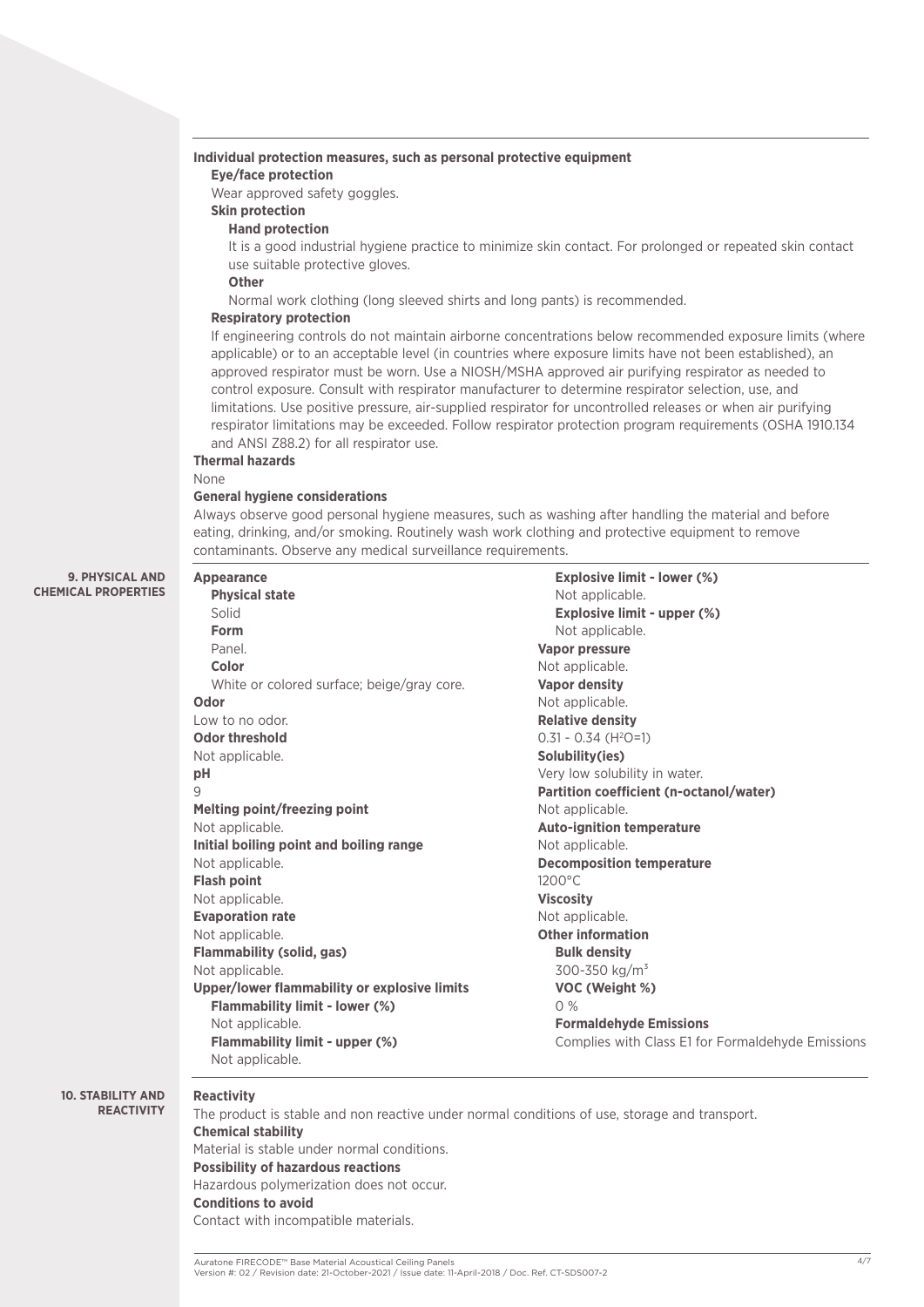**Individual protection measures, such as personal protective equipment**

**Eye/face protection**

Wear approved safety goggles.

**Skin protection**

**Hand protection**

It is a good industrial hygiene practice to minimize skin contact. For prolonged or repeated skin contact use suitable protective gloves.

**Other**

Normal work clothing (long sleeved shirts and long pants) is recommended.

**Respiratory protection**

If engineering controls do not maintain airborne concentrations below recommended exposure limits (where applicable) or to an acceptable level (in countries where exposure limits have not been established), an approved respirator must be worn. Use a NIOSH/MSHA approved air purifying respirator as needed to control exposure. Consult with respirator manufacturer to determine respirator selection, use, and limitations. Use positive pressure, air-supplied respirator for uncontrolled releases or when air purifying respirator limitations may be exceeded. Follow respirator protection program requirements (OSHA 1910.134 and ANSI Z88.2) for all respirator use.

**Thermal hazards**

None

**General hygiene considerations**

Always observe good personal hygiene measures, such as washing after handling the material and before eating, drinking, and/or smoking. Routinely wash work clothing and protective equipment to remove contaminants. Observe any medical surveillance requirements.

## 9. PHYSICAL AND CHEMICAL PROPERTIES

**Appearance**

**Physical state**

Solid

**Form**

Panel.

**Color**

White or colored surface; beige/gray core.

**Odor**

Low to no odor.

**Odor threshold**

Not applicable.

**pH**

9

**Melting point/freezing point**

Not applicable.

**Initial boiling point and boiling range**

Not applicable.

**Flash point**

Not applicable.

**Evaporation rate**

Not applicable.

**Flammability (solid, gas)**

Not applicable.

**Upper/lower flammability or explosive limits**

**Flammability limit - lower (%)**

Not applicable.

**Flammability limit - upper (%)**

Not applicable.

**Explosive limit - lower (%)**

Not applicable.

**Explosive limit - upper (%)**

Not applicable.

**Vapor pressure**

Not applicable.

**Vapor density**

Not applicable.

**Relative density**

0.31 - 0.34 ($H^2O$=1)

**Solubility(ies)**

Very low solubility in water.

**Partition coefficient (n-octanol/water)**

Not applicable.

**Auto-ignition temperature**

Not applicable.

**Decomposition temperature**

1200°C

**Viscosity**

Not applicable.

**Other information**

**Bulk density**

300-350 kg/$m^3$

**VOC (Weight %)**

0 %

**Formaldehyde Emissions**

Complies with Class E1 for Formaldehyde Emissions

## 10. STABILITY AND REACTIVITY

**Reactivity**

The product is stable and non reactive under normal conditions of use, storage and transport.

**Chemical stability**

Material is stable under normal conditions.

**Possibility of hazardous reactions**

Hazardous polymerization does not occur.

**Conditions to avoid**

Contact with incompatible materials.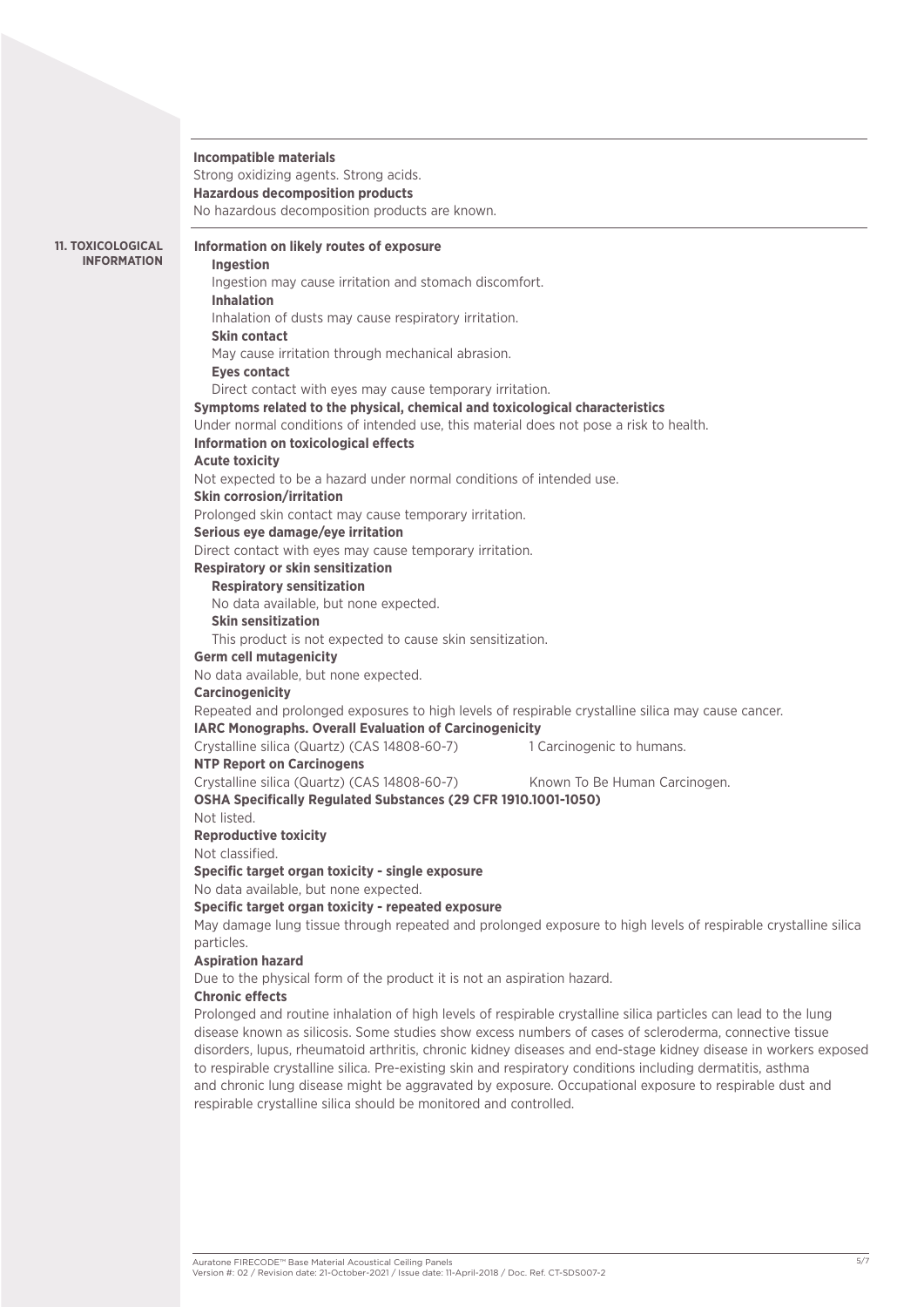**Incompatible materials**

Strong oxidizing agents. Strong acids.

**Hazardous decomposition products**

No hazardous decomposition products are known.

## 11. TOXICOLOGICAL INFORMATION

**Information on likely routes of exposure**

**Ingestion**

Ingestion may cause irritation and stomach discomfort.

**Inhalation**

Inhalation of dusts may cause respiratory irritation.

**Skin contact**

May cause irritation through mechanical abrasion.

**Eyes contact**

Direct contact with eyes may cause temporary irritation.

**Symptoms related to the physical, chemical and toxicological characteristics**

Under normal conditions of intended use, this material does not pose a risk to health.

**Information on toxicological effects**

**Acute toxicity**

Not expected to be a hazard under normal conditions of intended use.

**Skin corrosion/irritation**

Prolonged skin contact may cause temporary irritation.

**Serious eye damage/eye irritation**

Direct contact with eyes may cause temporary irritation.

**Respiratory or skin sensitization**

**Respiratory sensitization**

No data available, but none expected.

**Skin sensitization**

This product is not expected to cause skin sensitization.

**Germ cell mutagenicity**

No data available, but none expected.

**Carcinogenicity**

Repeated and prolonged exposures to high levels of respirable crystalline silica may cause cancer.

**IARC Monographs. Overall Evaluation of Carcinogenicity**

| | |
|---|---|
| Crystalline silica (Quartz) (CAS 14808-60-7) | 1 Carcinogenic to humans. |

**NTP Report on Carcinogens**

| | |
|---|---|
| Crystalline silica (Quartz) (CAS 14808-60-7) | Known To Be Human Carcinogen. |

**OSHA Specifically Regulated Substances (29 CFR 1910.1001-1050)**

Not listed.

**Reproductive toxicity**

Not classified.

**Specific target organ toxicity - single exposure**

No data available, but none expected.

**Specific target organ toxicity - repeated exposure**

May damage lung tissue through repeated and prolonged exposure to high levels of respirable crystalline silica particles.

**Aspiration hazard**

Due to the physical form of the product it is not an aspiration hazard.

**Chronic effects**

Prolonged and routine inhalation of high levels of respirable crystalline silica particles can lead to the lung disease known as silicosis. Some studies show excess numbers of cases of scleroderma, connective tissue disorders, lupus, rheumatoid arthritis, chronic kidney diseases and end-stage kidney disease in workers exposed to respirable crystalline silica. Pre-existing skin and respiratory conditions including dermatitis, asthma and chronic lung disease might be aggravated by exposure. Occupational exposure to respirable dust and respirable crystalline silica should be monitored and controlled.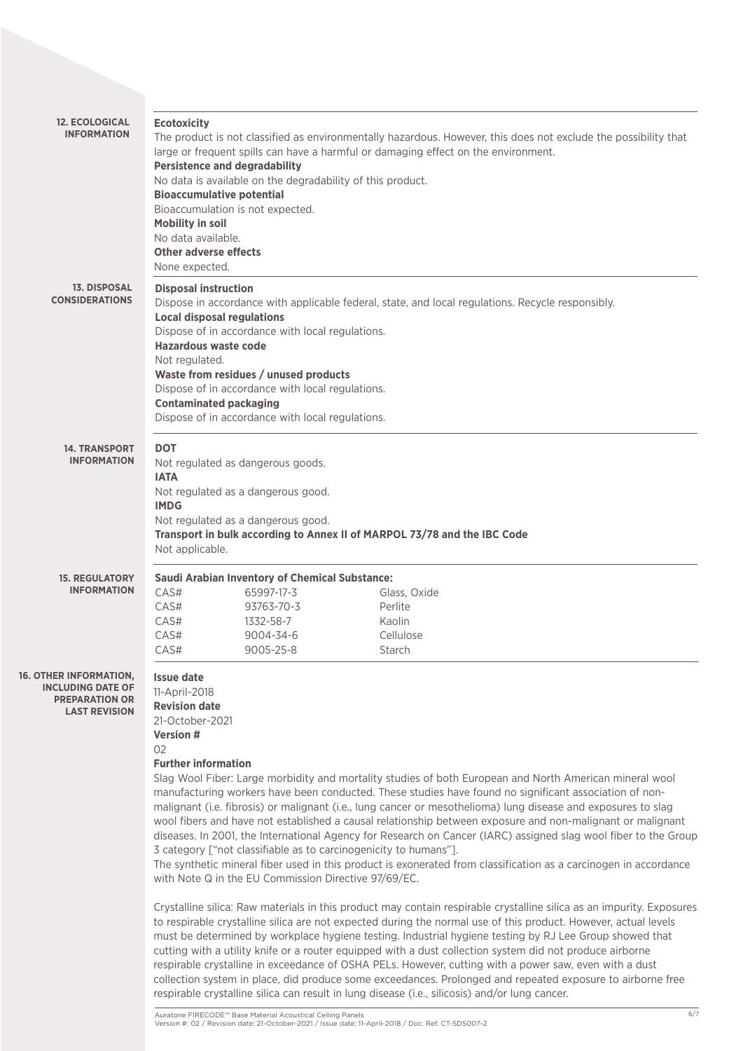## 12. ECOLOGICAL INFORMATION

**Ecotoxicity**

The product is not classified as environmentally hazardous. However, this does not exclude the possibility that large or frequent spills can have a harmful or damaging effect on the environment.

**Persistence and degradability**

No data is available on the degradability of this product.

**Bioaccumulative potential**

Bioaccumulation is not expected.

**Mobility in soil**

No data available.

**Other adverse effects**

None expected.

## 13. DISPOSAL CONSIDERATIONS

**Disposal instruction**

Dispose in accordance with applicable federal, state, and local regulations. Recycle responsibly.

**Local disposal regulations**

Dispose of in accordance with local regulations.

**Hazardous waste code**

Not regulated.

**Waste from residues / unused products**

Dispose of in accordance with local regulations.

**Contaminated packaging**

Dispose of in accordance with local regulations.

## 14. TRANSPORT INFORMATION

**DOT**

Not regulated as dangerous goods.

**IATA**

Not regulated as a dangerous good.

**IMDG**

Not regulated as a dangerous good.

**Transport in bulk according to Annex II of MARPOL 73/78 and the IBC Code**

Not applicable.

## 15. REGULATORY INFORMATION

**Saudi Arabian Inventory of Chemical Substance:**

| | | |
|---|---|---|
| CAS# | 65997-17-3 | Glass, Oxide |
| CAS# | 93763-70-3 | Perlite |
| CAS# | 1332-58-7 | Kaolin |
| CAS# | 9004-34-6 | Cellulose |
| CAS# | 9005-25-8 | Starch |

## 16. OTHER INFORMATION, INCLUDING DATE OF PREPARATION OR LAST REVISION

**Issue date**

11-April-2018

**Revision date**

21-October-2021

**Version #**

02

**Further information**

Slag Wool Fiber: Large morbidity and mortality studies of both European and North American mineral wool manufacturing workers have been conducted. These studies have found no significant association of non-malignant (i.e. fibrosis) or malignant (i.e., lung cancer or mesothelioma) lung disease and exposures to slag wool fibers and have not established a causal relationship between exposure and non-malignant or malignant diseases. In 2001, the International Agency for Research on Cancer (IARC) assigned slag wool fiber to the Group 3 category ["not classifiable as to carcinogenicity to humans"].

The synthetic mineral fiber used in this product is exonerated from classification as a carcinogen in accordance with Note Q in the EU Commission Directive 97/69/EC.

Crystalline silica: Raw materials in this product may contain respirable crystalline silica as an impurity. Exposures to respirable crystalline silica are not expected during the normal use of this product. However, actual levels must be determined by workplace hygiene testing. Industrial hygiene testing by RJ Lee Group showed that cutting with a utility knife or a router equipped with a dust collection system did not produce airborne respirable crystalline in exceedance of OSHA PELs. However, cutting with a power saw, even with a dust collection system in place, did produce some exceedances. Prolonged and repeated exposure to airborne free respirable crystalline silica can result in lung disease (i.e., silicosis) and/or lung cancer.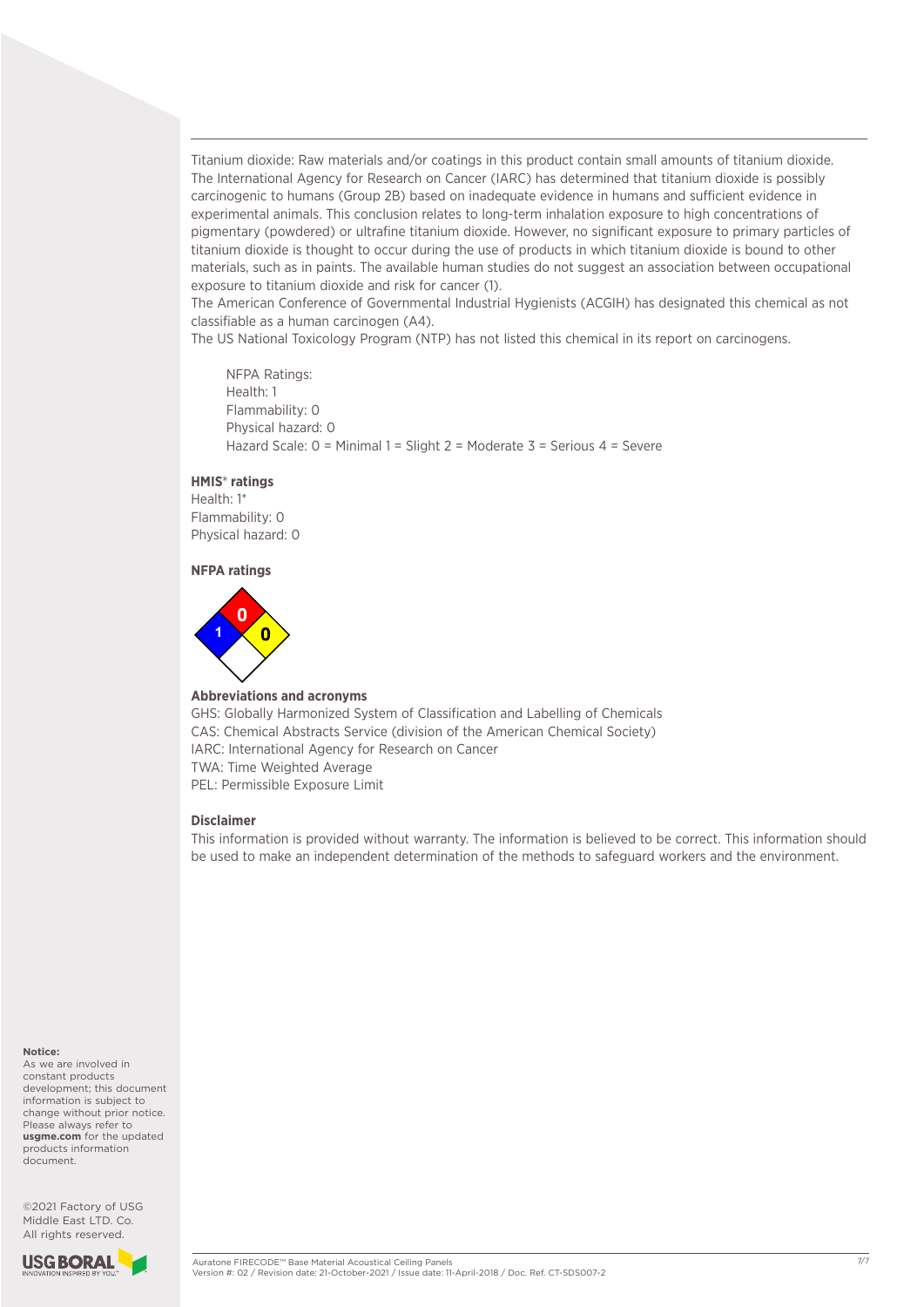Titanium dioxide: Raw materials and/or coatings in this product contain small amounts of titanium dioxide. The International Agency for Research on Cancer (IARC) has determined that titanium dioxide is possibly carcinogenic to humans (Group 2B) based on inadequate evidence in humans and sufficient evidence in experimental animals. This conclusion relates to long-term inhalation exposure to high concentrations of pigmentary (powdered) or ultrafine titanium dioxide. However, no significant exposure to primary particles of titanium dioxide is thought to occur during the use of products in which titanium dioxide is bound to other materials, such as in paints. The available human studies do not suggest an association between occupational exposure to titanium dioxide and risk for cancer (1).

The American Conference of Governmental Industrial Hygienists (ACGIH) has designated this chemical as not classifiable as a human carcinogen (A4).

The US National Toxicology Program (NTP) has not listed this chemical in its report on carcinogens.

NFPA Ratings:
Health: 1
Flammability: 0
Physical hazard: 0
Hazard Scale: 0 = Minimal 1 = Slight 2 = Moderate 3 = Serious 4 = Severe

**HMIS* ratings**

Health: 1*
Flammability: 0
Physical hazard: 0

**NFPA ratings**

0
1
0

**Abbreviations and acronyms**

GHS: Globally Harmonized System of Classification and Labelling of Chemicals
CAS: Chemical Abstracts Service (division of the American Chemical Society)
IARC: International Agency for Research on Cancer
TWA: Time Weighted Average
PEL: Permissible Exposure Limit

**Disclaimer**

This information is provided without warranty. The information is believed to be correct. This information should be used to make an independent determination of the methods to safeguard workers and the environment.

**Notice:**
As we are involved in constant products development; this document information is subject to change without prior notice. Please always refer to **usgme.com** for the updated products information document.

©2021 Factory of USG Middle East LTD. Co. All rights reserved.

Auratone FIRECODE™ Base Material Acoustical Ceiling Panels
Version #: 02 / Revision date: 21-October-2021 / Issue date: 11-April-2018 / Doc. Ref. CT-SDS007-2